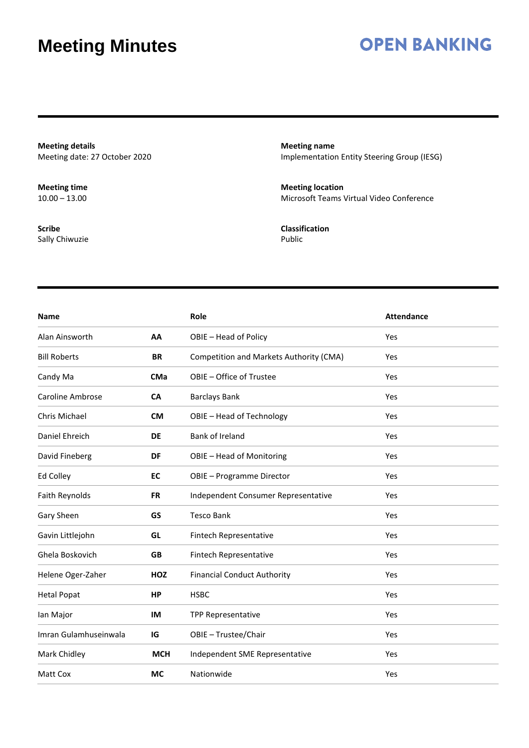# Meeting Minutes

**OPEN BANKING**

**Meeting details**
Meeting date: 27 October 2020

**Meeting name**
Implementation Entity Steering Group (IESG)

**Meeting time**
10.00 – 13.00

**Meeting location**
Microsoft Teams Virtual Video Conference

**Scribe**
Sally Chiwuzie

**Classification**
Public

| Name | | Role | Attendance |
|---|---|---|---|
| Alan Ainsworth | **AA** | OBIE – Head of Policy | Yes |
| Bill Roberts | **BR** | Competition and Markets Authority (CMA) | Yes |
| Candy Ma | **CMa** | OBIE – Office of Trustee | Yes |
| Caroline Ambrose | **CA** | Barclays Bank | Yes |
| Chris Michael | **CM** | OBIE – Head of Technology | Yes |
| Daniel Ehreich | **DE** | Bank of Ireland | Yes |
| David Fineberg | **DF** | OBIE – Head of Monitoring | Yes |
| Ed Colley | **EC** | OBIE – Programme Director | Yes |
| Faith Reynolds | **FR** | Independent Consumer Representative | Yes |
| Gary Sheen | **GS** | Tesco Bank | Yes |
| Gavin Littlejohn | **GL** | Fintech Representative | Yes |
| Ghela Boskovich | **GB** | Fintech Representative | Yes |
| Helene Oger-Zaher | **HOZ** | Financial Conduct Authority | Yes |
| Hetal Popat | **HP** | HSBC | Yes |
| Ian Major | **IM** | TPP Representative | Yes |
| Imran Gulamhuseinwala | **IG** | OBIE – Trustee/Chair | Yes |
| Mark Chidley | **MCH** | Independent SME Representative | Yes |
| Matt Cox | **MC** | Nationwide | Yes |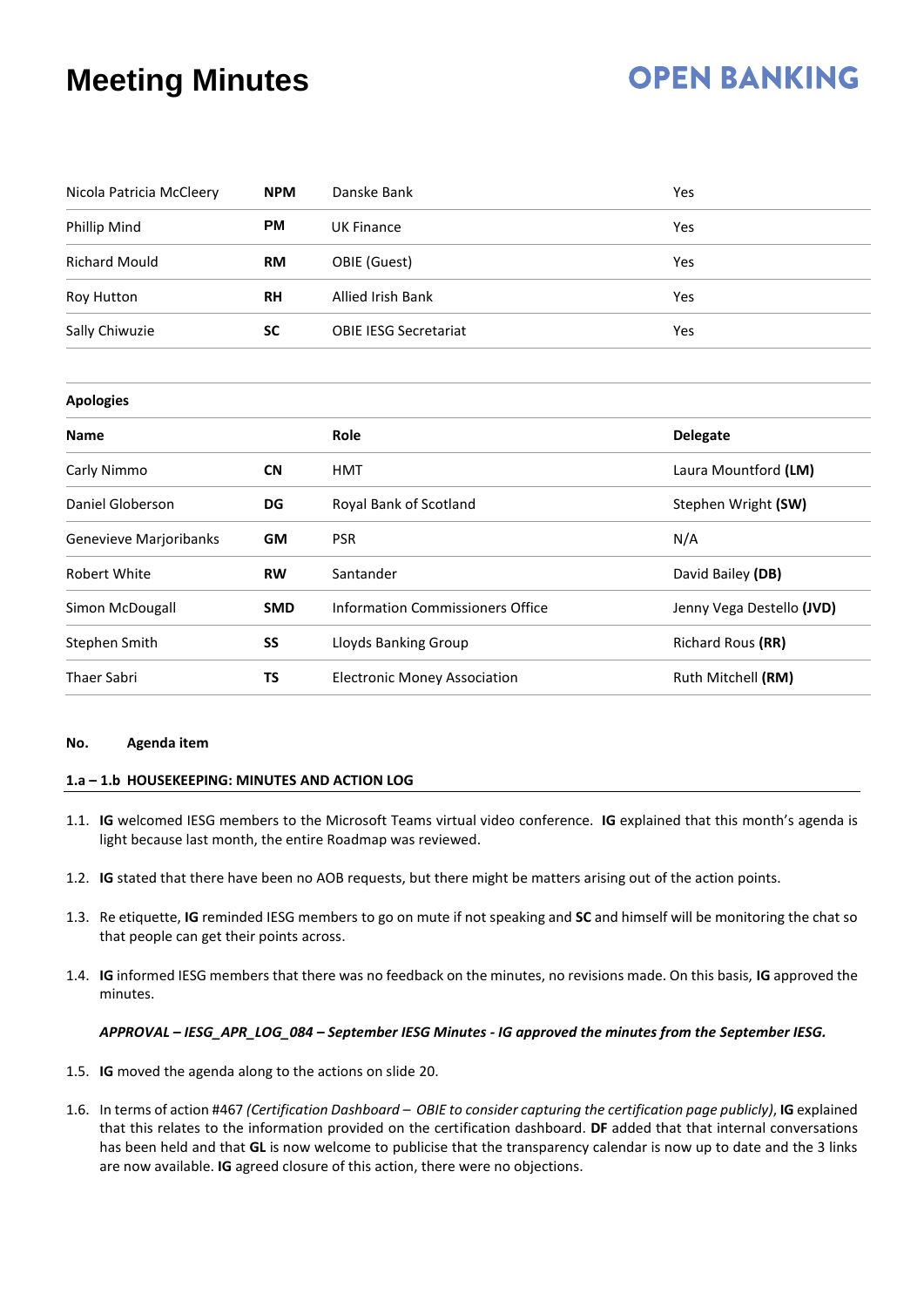| | | | |
|---|---|---|---|
| Nicola Patricia McCleery | **NPM** | Danske Bank | Yes |
| Phillip Mind | **PM** | UK Finance | Yes |
| Richard Mould | **RM** | OBIE (Guest) | Yes |
| Roy Hutton | **RH** | Allied Irish Bank | Yes |
| Sally Chiwuzie | **SC** | OBIE IESG Secretariat | Yes |

**Apologies**

| Name | | Role | Delegate |
|---|---|---|---|
| Carly Nimmo | **CN** | HMT | Laura Mountford **(LM)** |
| Daniel Globerson | **DG** | Royal Bank of Scotland | Stephen Wright **(SW)** |
| Genevieve Marjoribanks | **GM** | PSR | N/A |
| Robert White | **RW** | Santander | David Bailey **(DB)** |
| Simon McDougall | **SMD** | Information Commissioners Office | Jenny Vega Destello **(JVD)** |
| Stephen Smith | **SS** | Lloyds Banking Group | Richard Rous **(RR)** |
| Thaer Sabri | **TS** | Electronic Money Association | Ruth Mitchell **(RM)** |

**No. Agenda item**

**1.a – 1.b HOUSEKEEPING: MINUTES AND ACTION LOG**

1.1. **IG** welcomed IESG members to the Microsoft Teams virtual video conference. **IG** explained that this month's agenda is light because last month, the entire Roadmap was reviewed.

1.2. **IG** stated that there have been no AOB requests, but there might be matters arising out of the action points.

1.3. Re etiquette, **IG** reminded IESG members to go on mute if not speaking and **SC** and himself will be monitoring the chat so that people can get their points across.

1.4. **IG** informed IESG members that there was no feedback on the minutes, no revisions made. On this basis, **IG** approved the minutes.

*APPROVAL – IESG_APR_LOG_084 – September IESG Minutes - IG approved the minutes from the September IESG.*

1.5. **IG** moved the agenda along to the actions on slide 20.

1.6. In terms of action #467 *(Certification Dashboard – OBIE to consider capturing the certification page publicly)*, **IG** explained that this relates to the information provided on the certification dashboard. **DF** added that that internal conversations has been held and that **GL** is now welcome to publicise that the transparency calendar is now up to date and the 3 links are now available. **IG** agreed closure of this action, there were no objections.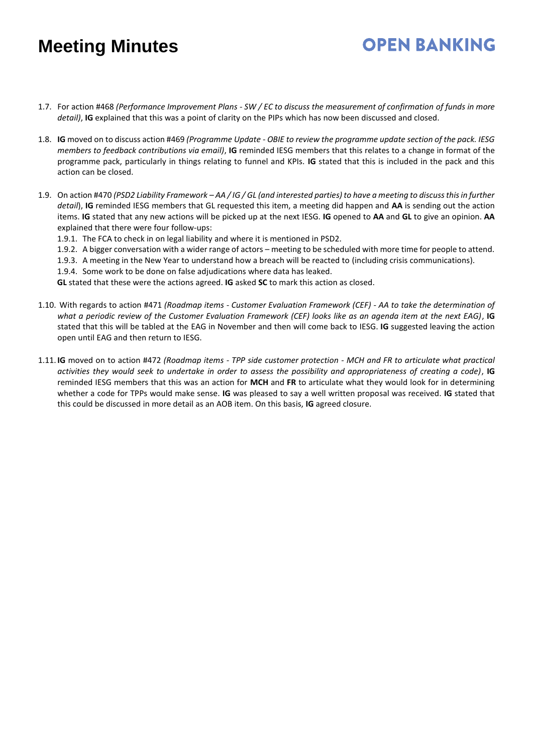1.7. For action #468 *(Performance Improvement Plans - SW / EC to discuss the measurement of confirmation of funds in more detail)*, **IG** explained that this was a point of clarity on the PIPs which has now been discussed and closed.

1.8. **IG** moved on to discuss action #469 *(Programme Update - OBIE to review the programme update section of the pack. IESG members to feedback contributions via email)*, **IG** reminded IESG members that this relates to a change in format of the programme pack, particularly in things relating to funnel and KPIs. **IG** stated that this is included in the pack and this action can be closed.

1.9. On action #470 *(PSD2 Liability Framework – AA / IG / GL (and interested parties) to have a meeting to discuss this in further detail*), **IG** reminded IESG members that GL requested this item, a meeting did happen and **AA** is sending out the action items. **IG** stated that any new actions will be picked up at the next IESG. **IG** opened to **AA** and **GL** to give an opinion. **AA** explained that there were four follow-ups:

   1.9.1. The FCA to check in on legal liability and where it is mentioned in PSD2.

   1.9.2. A bigger conversation with a wider range of actors – meeting to be scheduled with more time for people to attend.

   1.9.3. A meeting in the New Year to understand how a breach will be reacted to (including crisis communications).

   1.9.4. Some work to be done on false adjudications where data has leaked.

   **GL** stated that these were the actions agreed. **IG** asked **SC** to mark this action as closed.

1.10. With regards to action #471 *(Roadmap items - Customer Evaluation Framework (CEF) - AA to take the determination of what a periodic review of the Customer Evaluation Framework (CEF) looks like as an agenda item at the next EAG)*, **IG** stated that this will be tabled at the EAG in November and then will come back to IESG. **IG** suggested leaving the action open until EAG and then return to IESG.

1.11. **IG** moved on to action #472 *(Roadmap items - TPP side customer protection - MCH and FR to articulate what practical activities they would seek to undertake in order to assess the possibility and appropriateness of creating a code)*, **IG** reminded IESG members that this was an action for **MCH** and **FR** to articulate what they would look for in determining whether a code for TPPs would make sense. **IG** was pleased to say a well written proposal was received. **IG** stated that this could be discussed in more detail as an AOB item. On this basis, **IG** agreed closure.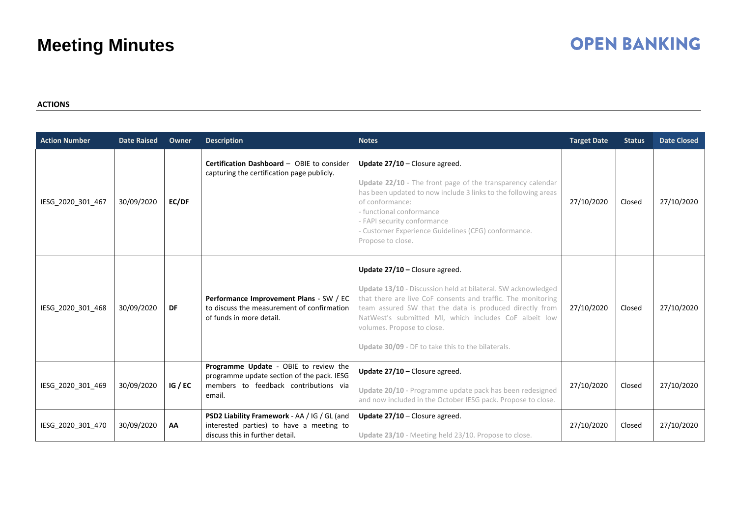# Meeting Minutes

**ACTIONS**

| Action Number | Date Raised | Owner | Description | Notes | Target Date | Status | Date Closed |
|---|---|---|---|---|---|---|---|
| IESG_2020_301_467 | 30/09/2020 | **EC/DF** | **Certification Dashboard** – OBIE to consider capturing the certification page publicly. | **Update 27/10** – Closure agreed.<br><br>**Update 22/10** - The front page of the transparency calendar has been updated to now include 3 links to the following areas of conformance:<br>- functional conformance<br>- FAPI security conformance<br>- Customer Experience Guidelines (CEG) conformance.<br>Propose to close. | 27/10/2020 | Closed | 27/10/2020 |
| IESG_2020_301_468 | 30/09/2020 | **DF** | **Performance Improvement Plans** - SW / EC to discuss the measurement of confirmation of funds in more detail. | **Update 27/10 –** Closure agreed.<br><br>**Update 13/10** - Discussion held at bilateral. SW acknowledged that there are live CoF consents and traffic. The monitoring team assured SW that the data is produced directly from NatWest's submitted MI, which includes CoF albeit low volumes. Propose to close.<br><br>**Update 30/09** - DF to take this to the bilaterals. | 27/10/2020 | Closed | 27/10/2020 |
| IESG_2020_301_469 | 30/09/2020 | **IG / EC** | **Programme Update** - OBIE to review the programme update section of the pack. IESG members to feedback contributions via email. | **Update 27/10** – Closure agreed.<br><br>**Update 20/10** - Programme update pack has been redesigned and now included in the October IESG pack. Propose to close. | 27/10/2020 | Closed | 27/10/2020 |
| IESG_2020_301_470 | 30/09/2020 | **AA** | **PSD2 Liability Framework** - AA / IG / GL (and interested parties) to have a meeting to discuss this in further detail. | **Update 27/10** – Closure agreed.<br><br>**Update 23/10** - Meeting held 23/10. Propose to close. | 27/10/2020 | Closed | 27/10/2020 |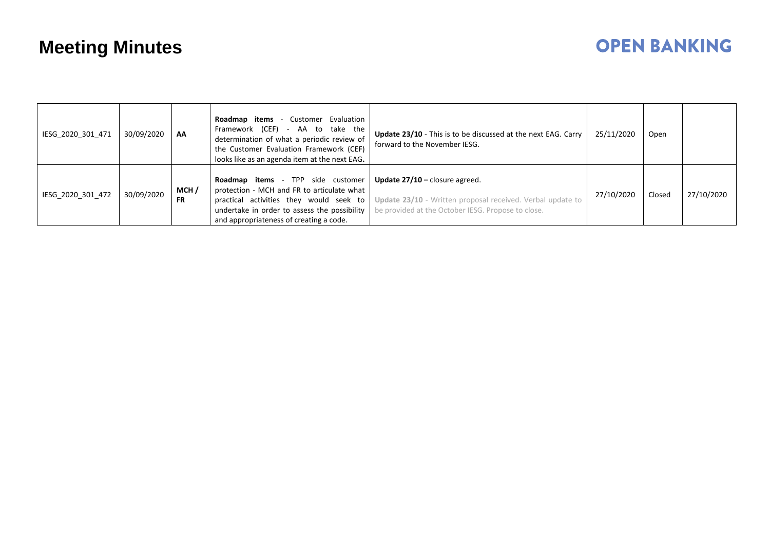# Meeting Minutes

| | | | | | | | |
|---|---|---|---|---|---|---|---|
| IESG_2020_301_471 | 30/09/2020 | **AA** | **Roadmap items** - Customer Evaluation Framework (CEF) - AA to take the determination of what a periodic review of the Customer Evaluation Framework (CEF) looks like as an agenda item at the next EAG**.** | **Update 23/10** - This is to be discussed at the next EAG. Carry forward to the November IESG. | 25/11/2020 | Open | |
| IESG_2020_301_472 | 30/09/2020 | **MCH / FR** | **Roadmap items** - TPP side customer protection - MCH and FR to articulate what practical activities they would seek to undertake in order to assess the possibility and appropriateness of creating a code. | **Update 27/10 –** closure agreed.<br><br>**Update 23/10** - Written proposal received. Verbal update to be provided at the October IESG. Propose to close. | 27/10/2020 | Closed | 27/10/2020 |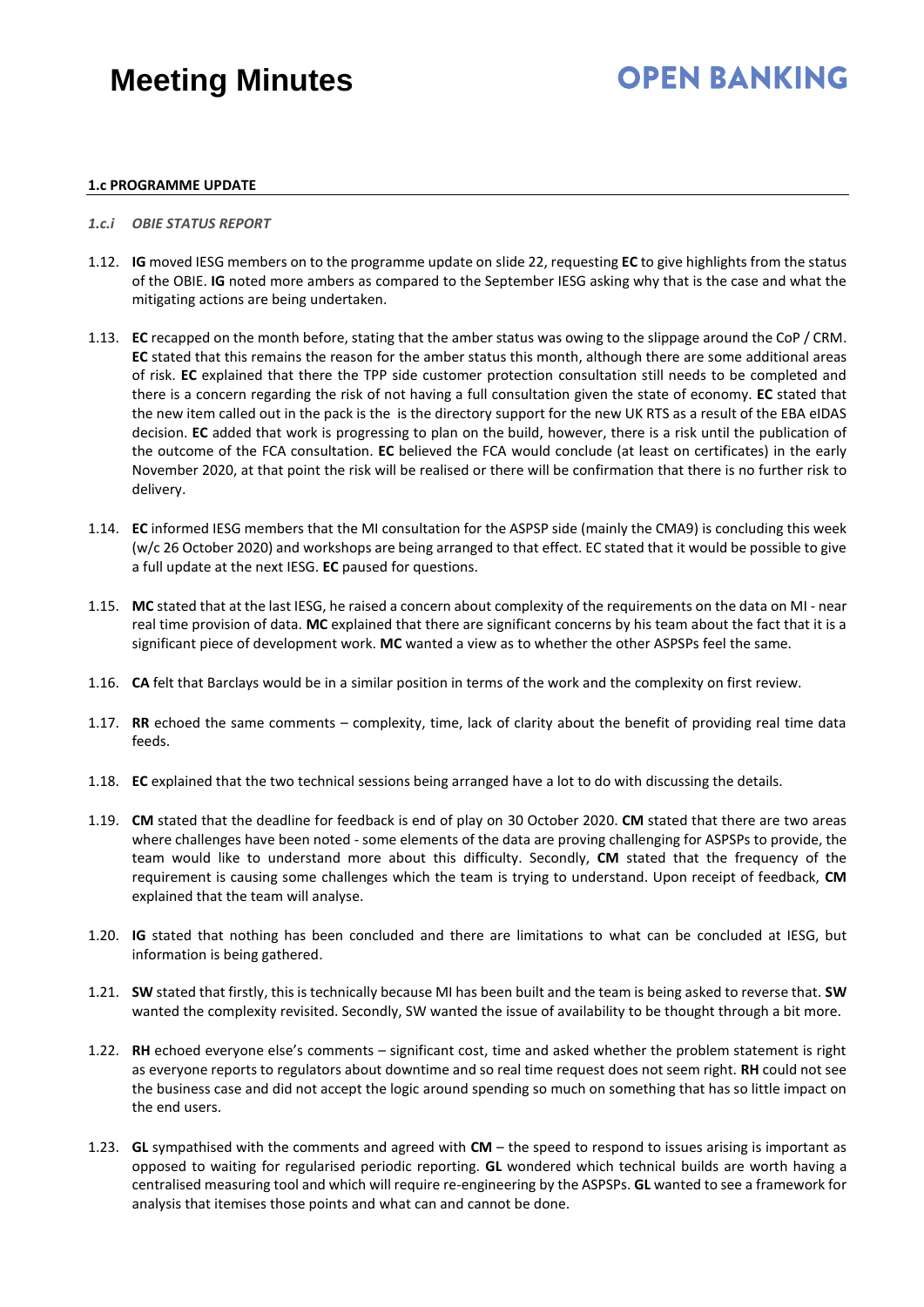#### 1.c PROGRAMME UPDATE

*1.c.i OBIE STATUS REPORT*

1.12. **IG** moved IESG members on to the programme update on slide 22, requesting **EC** to give highlights from the status of the OBIE. **IG** noted more ambers as compared to the September IESG asking why that is the case and what the mitigating actions are being undertaken.

1.13. **EC** recapped on the month before, stating that the amber status was owing to the slippage around the CoP / CRM. **EC** stated that this remains the reason for the amber status this month, although there are some additional areas of risk. **EC** explained that there the TPP side customer protection consultation still needs to be completed and there is a concern regarding the risk of not having a full consultation given the state of economy. **EC** stated that the new item called out in the pack is the is the directory support for the new UK RTS as a result of the EBA eIDAS decision. **EC** added that work is progressing to plan on the build, however, there is a risk until the publication of the outcome of the FCA consultation. **EC** believed the FCA would conclude (at least on certificates) in the early November 2020, at that point the risk will be realised or there will be confirmation that there is no further risk to delivery.

1.14. **EC** informed IESG members that the MI consultation for the ASPSP side (mainly the CMA9) is concluding this week (w/c 26 October 2020) and workshops are being arranged to that effect. EC stated that it would be possible to give a full update at the next IESG. **EC** paused for questions.

1.15. **MC** stated that at the last IESG, he raised a concern about complexity of the requirements on the data on MI - near real time provision of data. **MC** explained that there are significant concerns by his team about the fact that it is a significant piece of development work. **MC** wanted a view as to whether the other ASPSPs feel the same.

1.16. **CA** felt that Barclays would be in a similar position in terms of the work and the complexity on first review.

1.17. **RR** echoed the same comments – complexity, time, lack of clarity about the benefit of providing real time data feeds.

1.18. **EC** explained that the two technical sessions being arranged have a lot to do with discussing the details.

1.19. **CM** stated that the deadline for feedback is end of play on 30 October 2020. **CM** stated that there are two areas where challenges have been noted - some elements of the data are proving challenging for ASPSPs to provide, the team would like to understand more about this difficulty. Secondly, **CM** stated that the frequency of the requirement is causing some challenges which the team is trying to understand. Upon receipt of feedback, **CM** explained that the team will analyse.

1.20. **IG** stated that nothing has been concluded and there are limitations to what can be concluded at IESG, but information is being gathered.

1.21. **SW** stated that firstly, this is technically because MI has been built and the team is being asked to reverse that. **SW** wanted the complexity revisited. Secondly, SW wanted the issue of availability to be thought through a bit more.

1.22. **RH** echoed everyone else's comments – significant cost, time and asked whether the problem statement is right as everyone reports to regulators about downtime and so real time request does not seem right. **RH** could not see the business case and did not accept the logic around spending so much on something that has so little impact on the end users.

1.23. **GL** sympathised with the comments and agreed with **CM** – the speed to respond to issues arising is important as opposed to waiting for regularised periodic reporting. **GL** wondered which technical builds are worth having a centralised measuring tool and which will require re-engineering by the ASPSPs. **GL** wanted to see a framework for analysis that itemises those points and what can and cannot be done.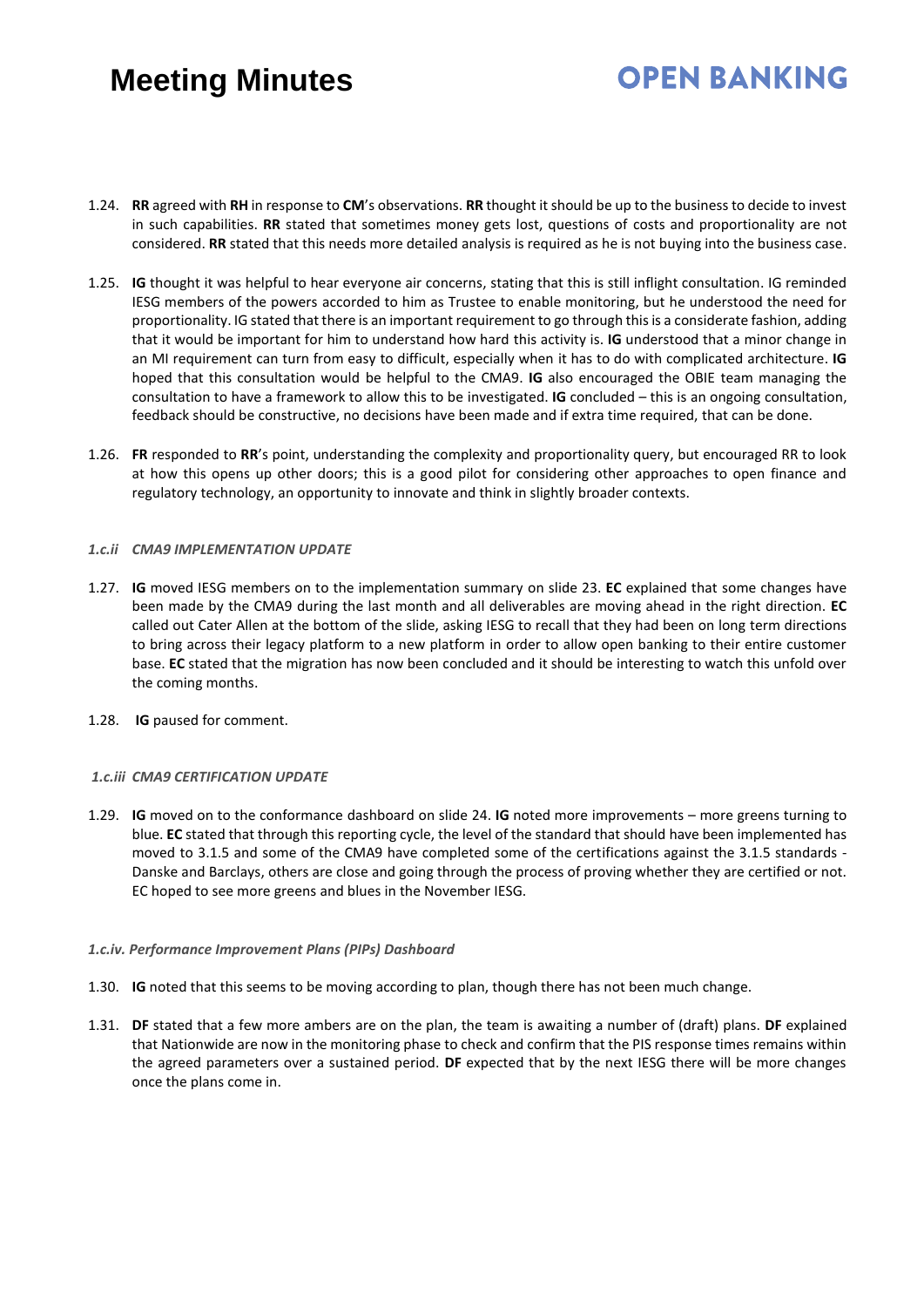1.24. **RR** agreed with **RH** in response to **CM**'s observations. **RR** thought it should be up to the business to decide to invest in such capabilities. **RR** stated that sometimes money gets lost, questions of costs and proportionality are not considered. **RR** stated that this needs more detailed analysis is required as he is not buying into the business case.

1.25. **IG** thought it was helpful to hear everyone air concerns, stating that this is still inflight consultation. IG reminded IESG members of the powers accorded to him as Trustee to enable monitoring, but he understood the need for proportionality. IG stated that there is an important requirement to go through this is a considerate fashion, adding that it would be important for him to understand how hard this activity is. **IG** understood that a minor change in an MI requirement can turn from easy to difficult, especially when it has to do with complicated architecture. **IG** hoped that this consultation would be helpful to the CMA9. **IG** also encouraged the OBIE team managing the consultation to have a framework to allow this to be investigated. **IG** concluded – this is an ongoing consultation, feedback should be constructive, no decisions have been made and if extra time required, that can be done.

1.26. **FR** responded to **RR**'s point, understanding the complexity and proportionality query, but encouraged RR to look at how this opens up other doors; this is a good pilot for considering other approaches to open finance and regulatory technology, an opportunity to innovate and think in slightly broader contexts.

***1.c.ii CMA9 IMPLEMENTATION UPDATE***

1.27. **IG** moved IESG members on to the implementation summary on slide 23. **EC** explained that some changes have been made by the CMA9 during the last month and all deliverables are moving ahead in the right direction. **EC** called out Cater Allen at the bottom of the slide, asking IESG to recall that they had been on long term directions to bring across their legacy platform to a new platform in order to allow open banking to their entire customer base. **EC** stated that the migration has now been concluded and it should be interesting to watch this unfold over the coming months.

1.28. **IG** paused for comment.

***1.c.iii CMA9 CERTIFICATION UPDATE***

1.29. **IG** moved on to the conformance dashboard on slide 24. **IG** noted more improvements – more greens turning to blue. **EC** stated that through this reporting cycle, the level of the standard that should have been implemented has moved to 3.1.5 and some of the CMA9 have completed some of the certifications against the 3.1.5 standards - Danske and Barclays, others are close and going through the process of proving whether they are certified or not. EC hoped to see more greens and blues in the November IESG.

***1.c.iv. Performance Improvement Plans (PIPs) Dashboard***

1.30. **IG** noted that this seems to be moving according to plan, though there has not been much change.

1.31. **DF** stated that a few more ambers are on the plan, the team is awaiting a number of (draft) plans. **DF** explained that Nationwide are now in the monitoring phase to check and confirm that the PIS response times remains within the agreed parameters over a sustained period. **DF** expected that by the next IESG there will be more changes once the plans come in.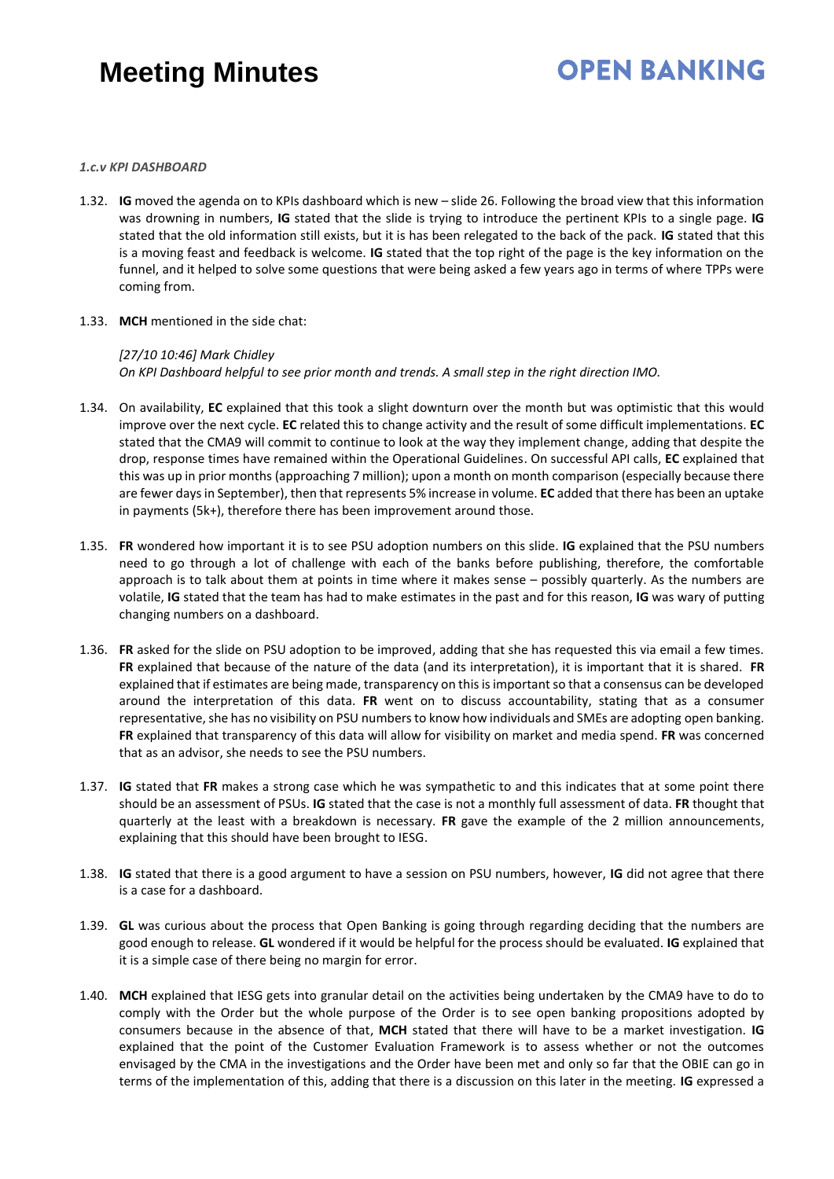#### *1.c.v KPI DASHBOARD*

1.32. **IG** moved the agenda on to KPIs dashboard which is new – slide 26. Following the broad view that this information was drowning in numbers, **IG** stated that the slide is trying to introduce the pertinent KPIs to a single page. **IG** stated that the old information still exists, but it is has been relegated to the back of the pack. **IG** stated that this is a moving feast and feedback is welcome. **IG** stated that the top right of the page is the key information on the funnel, and it helped to solve some questions that were being asked a few years ago in terms of where TPPs were coming from.

1.33. **MCH** mentioned in the side chat:

*[27/10 10:46] Mark Chidley*
*On KPI Dashboard helpful to see prior month and trends. A small step in the right direction IMO.*

1.34. On availability, **EC** explained that this took a slight downturn over the month but was optimistic that this would improve over the next cycle. **EC** related this to change activity and the result of some difficult implementations. **EC** stated that the CMA9 will commit to continue to look at the way they implement change, adding that despite the drop, response times have remained within the Operational Guidelines. On successful API calls, **EC** explained that this was up in prior months (approaching 7 million); upon a month on month comparison (especially because there are fewer days in September), then that represents 5% increase in volume. **EC** added that there has been an uptake in payments (5k+), therefore there has been improvement around those.

1.35. **FR** wondered how important it is to see PSU adoption numbers on this slide. **IG** explained that the PSU numbers need to go through a lot of challenge with each of the banks before publishing, therefore, the comfortable approach is to talk about them at points in time where it makes sense – possibly quarterly. As the numbers are volatile, **IG** stated that the team has had to make estimates in the past and for this reason, **IG** was wary of putting changing numbers on a dashboard.

1.36. **FR** asked for the slide on PSU adoption to be improved, adding that she has requested this via email a few times. **FR** explained that because of the nature of the data (and its interpretation), it is important that it is shared. **FR** explained that if estimates are being made, transparency on this is important so that a consensus can be developed around the interpretation of this data. **FR** went on to discuss accountability, stating that as a consumer representative, she has no visibility on PSU numbers to know how individuals and SMEs are adopting open banking. **FR** explained that transparency of this data will allow for visibility on market and media spend. **FR** was concerned that as an advisor, she needs to see the PSU numbers.

1.37. **IG** stated that **FR** makes a strong case which he was sympathetic to and this indicates that at some point there should be an assessment of PSUs. **IG** stated that the case is not a monthly full assessment of data. **FR** thought that quarterly at the least with a breakdown is necessary. **FR** gave the example of the 2 million announcements, explaining that this should have been brought to IESG.

1.38. **IG** stated that there is a good argument to have a session on PSU numbers, however, **IG** did not agree that there is a case for a dashboard.

1.39. **GL** was curious about the process that Open Banking is going through regarding deciding that the numbers are good enough to release. **GL** wondered if it would be helpful for the process should be evaluated. **IG** explained that it is a simple case of there being no margin for error.

1.40. **MCH** explained that IESG gets into granular detail on the activities being undertaken by the CMA9 have to do to comply with the Order but the whole purpose of the Order is to see open banking propositions adopted by consumers because in the absence of that, **MCH** stated that there will have to be a market investigation. **IG** explained that the point of the Customer Evaluation Framework is to assess whether or not the outcomes envisaged by the CMA in the investigations and the Order have been met and only so far that the OBIE can go in terms of the implementation of this, adding that there is a discussion on this later in the meeting. **IG** expressed a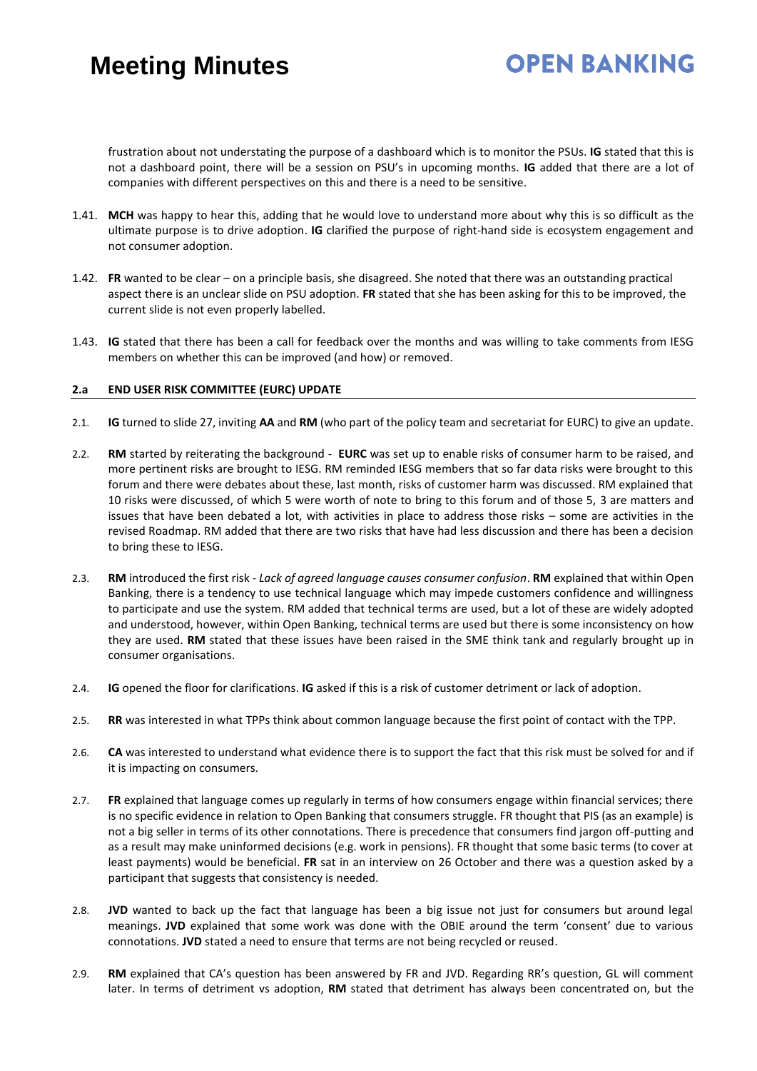frustration about not understating the purpose of a dashboard which is to monitor the PSUs. **IG** stated that this is not a dashboard point, there will be a session on PSU's in upcoming months. **IG** added that there are a lot of companies with different perspectives on this and there is a need to be sensitive.

1.41. **MCH** was happy to hear this, adding that he would love to understand more about why this is so difficult as the ultimate purpose is to drive adoption. **IG** clarified the purpose of right-hand side is ecosystem engagement and not consumer adoption.

1.42. **FR** wanted to be clear – on a principle basis, she disagreed. She noted that there was an outstanding practical aspect there is an unclear slide on PSU adoption. **FR** stated that she has been asking for this to be improved, the current slide is not even properly labelled.

1.43. **IG** stated that there has been a call for feedback over the months and was willing to take comments from IESG members on whether this can be improved (and how) or removed.

### 2.a END USER RISK COMMITTEE (EURC) UPDATE

2.1. **IG** turned to slide 27, inviting **AA** and **RM** (who part of the policy team and secretariat for EURC) to give an update.

2.2. **RM** started by reiterating the background - **EURC** was set up to enable risks of consumer harm to be raised, and more pertinent risks are brought to IESG. RM reminded IESG members that so far data risks were brought to this forum and there were debates about these, last month, risks of customer harm was discussed. RM explained that 10 risks were discussed, of which 5 were worth of note to bring to this forum and of those 5, 3 are matters and issues that have been debated a lot, with activities in place to address those risks – some are activities in the revised Roadmap. RM added that there are two risks that have had less discussion and there has been a decision to bring these to IESG.

2.3. **RM** introduced the first risk - *Lack of agreed language causes consumer confusion*. **RM** explained that within Open Banking, there is a tendency to use technical language which may impede customers confidence and willingness to participate and use the system. RM added that technical terms are used, but a lot of these are widely adopted and understood, however, within Open Banking, technical terms are used but there is some inconsistency on how they are used. **RM** stated that these issues have been raised in the SME think tank and regularly brought up in consumer organisations.

2.4. **IG** opened the floor for clarifications. **IG** asked if this is a risk of customer detriment or lack of adoption.

2.5. **RR** was interested in what TPPs think about common language because the first point of contact with the TPP.

2.6. **CA** was interested to understand what evidence there is to support the fact that this risk must be solved for and if it is impacting on consumers.

2.7. **FR** explained that language comes up regularly in terms of how consumers engage within financial services; there is no specific evidence in relation to Open Banking that consumers struggle. FR thought that PIS (as an example) is not a big seller in terms of its other connotations. There is precedence that consumers find jargon off-putting and as a result may make uninformed decisions (e.g. work in pensions). FR thought that some basic terms (to cover at least payments) would be beneficial. **FR** sat in an interview on 26 October and there was a question asked by a participant that suggests that consistency is needed.

2.8. **JVD** wanted to back up the fact that language has been a big issue not just for consumers but around legal meanings. **JVD** explained that some work was done with the OBIE around the term 'consent' due to various connotations. **JVD** stated a need to ensure that terms are not being recycled or reused.

2.9. **RM** explained that CA's question has been answered by FR and JVD. Regarding RR's question, GL will comment later. In terms of detriment vs adoption, **RM** stated that detriment has always been concentrated on, but the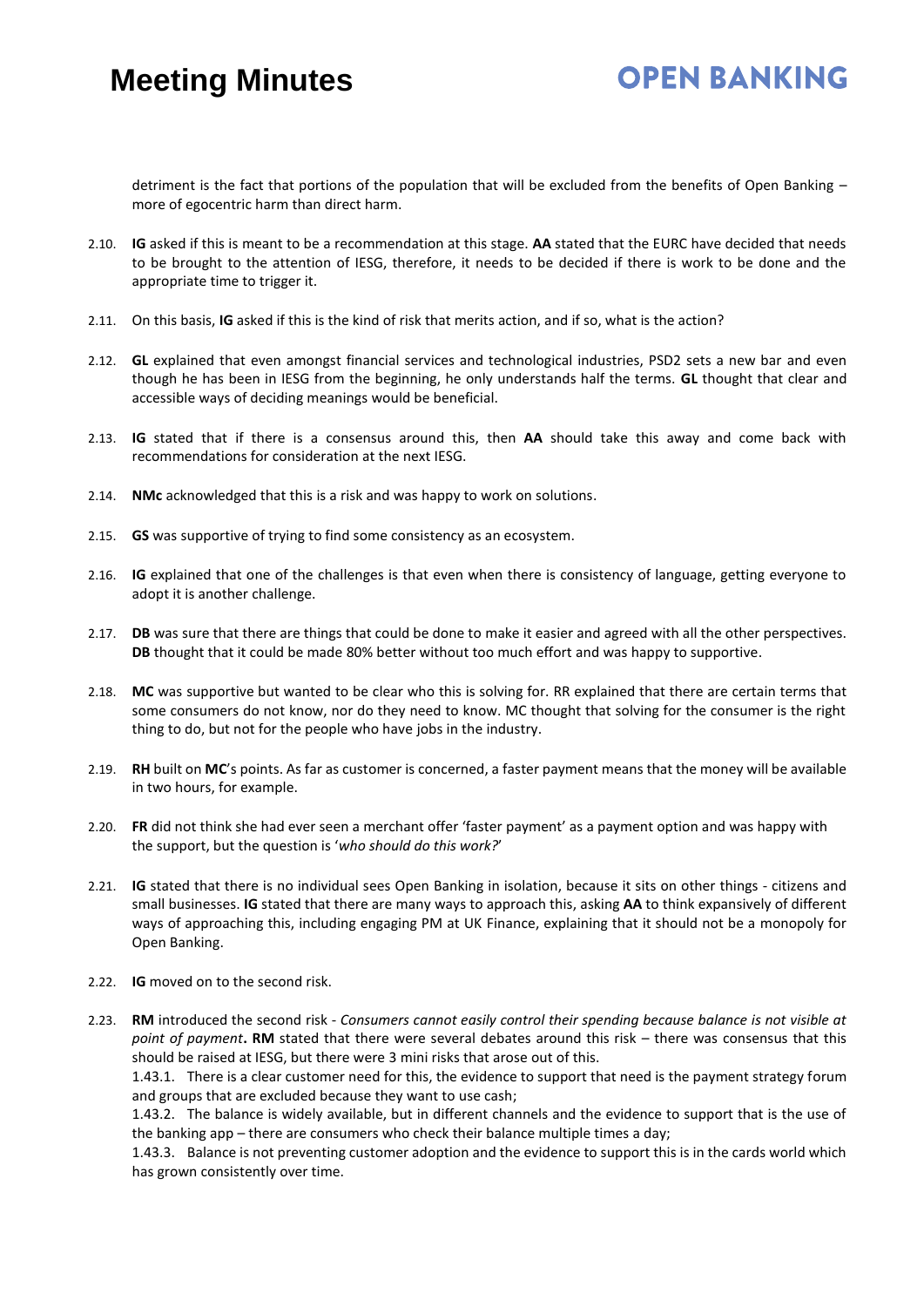detriment is the fact that portions of the population that will be excluded from the benefits of Open Banking – more of egocentric harm than direct harm.

2.10. **IG** asked if this is meant to be a recommendation at this stage. **AA** stated that the EURC have decided that needs to be brought to the attention of IESG, therefore, it needs to be decided if there is work to be done and the appropriate time to trigger it.

2.11. On this basis, **IG** asked if this is the kind of risk that merits action, and if so, what is the action?

2.12. **GL** explained that even amongst financial services and technological industries, PSD2 sets a new bar and even though he has been in IESG from the beginning, he only understands half the terms. **GL** thought that clear and accessible ways of deciding meanings would be beneficial.

2.13. **IG** stated that if there is a consensus around this, then **AA** should take this away and come back with recommendations for consideration at the next IESG.

2.14. **NMc** acknowledged that this is a risk and was happy to work on solutions.

2.15. **GS** was supportive of trying to find some consistency as an ecosystem.

2.16. **IG** explained that one of the challenges is that even when there is consistency of language, getting everyone to adopt it is another challenge.

2.17. **DB** was sure that there are things that could be done to make it easier and agreed with all the other perspectives. **DB** thought that it could be made 80% better without too much effort and was happy to supportive.

2.18. **MC** was supportive but wanted to be clear who this is solving for. RR explained that there are certain terms that some consumers do not know, nor do they need to know. MC thought that solving for the consumer is the right thing to do, but not for the people who have jobs in the industry.

2.19. **RH** built on **MC**'s points. As far as customer is concerned, a faster payment means that the money will be available in two hours, for example.

2.20. **FR** did not think she had ever seen a merchant offer 'faster payment' as a payment option and was happy with the support, but the question is '*who should do this work?*'

2.21. **IG** stated that there is no individual sees Open Banking in isolation, because it sits on other things - citizens and small businesses. **IG** stated that there are many ways to approach this, asking **AA** to think expansively of different ways of approaching this, including engaging PM at UK Finance, explaining that it should not be a monopoly for Open Banking.

2.22. **IG** moved on to the second risk.

2.23. **RM** introduced the second risk - *Consumers cannot easily control their spending because balance is not visible at point of payment*. **RM** stated that there were several debates around this risk – there was consensus that this should be raised at IESG, but there were 3 mini risks that arose out of this.

1.43.1. There is a clear customer need for this, the evidence to support that need is the payment strategy forum and groups that are excluded because they want to use cash;

1.43.2. The balance is widely available, but in different channels and the evidence to support that is the use of the banking app – there are consumers who check their balance multiple times a day;

1.43.3. Balance is not preventing customer adoption and the evidence to support this is in the cards world which has grown consistently over time.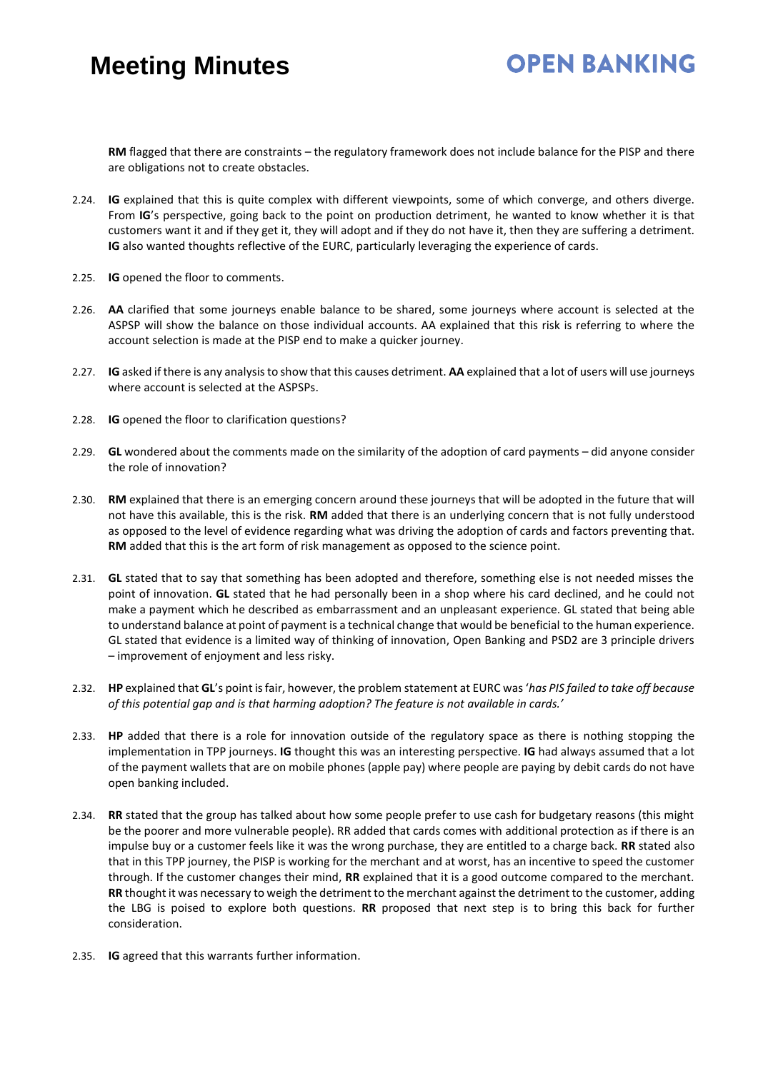**RM** flagged that there are constraints – the regulatory framework does not include balance for the PISP and there are obligations not to create obstacles.

2.24. **IG** explained that this is quite complex with different viewpoints, some of which converge, and others diverge. From **IG**'s perspective, going back to the point on production detriment, he wanted to know whether it is that customers want it and if they get it, they will adopt and if they do not have it, then they are suffering a detriment. **IG** also wanted thoughts reflective of the EURC, particularly leveraging the experience of cards.

2.25. **IG** opened the floor to comments.

2.26. **AA** clarified that some journeys enable balance to be shared, some journeys where account is selected at the ASPSP will show the balance on those individual accounts. AA explained that this risk is referring to where the account selection is made at the PISP end to make a quicker journey.

2.27. **IG** asked if there is any analysis to show that this causes detriment. **AA** explained that a lot of users will use journeys where account is selected at the ASPSPs.

2.28. **IG** opened the floor to clarification questions?

2.29. **GL** wondered about the comments made on the similarity of the adoption of card payments – did anyone consider the role of innovation?

2.30. **RM** explained that there is an emerging concern around these journeys that will be adopted in the future that will not have this available, this is the risk. **RM** added that there is an underlying concern that is not fully understood as opposed to the level of evidence regarding what was driving the adoption of cards and factors preventing that. **RM** added that this is the art form of risk management as opposed to the science point.

2.31. **GL** stated that to say that something has been adopted and therefore, something else is not needed misses the point of innovation. **GL** stated that he had personally been in a shop where his card declined, and he could not make a payment which he described as embarrassment and an unpleasant experience. GL stated that being able to understand balance at point of payment is a technical change that would be beneficial to the human experience. GL stated that evidence is a limited way of thinking of innovation, Open Banking and PSD2 are 3 principle drivers – improvement of enjoyment and less risky.

2.32. **HP** explained that **GL**'s point is fair, however, the problem statement at EURC was '*has PIS failed to take off because of this potential gap and is that harming adoption? The feature is not available in cards.'*

2.33. **HP** added that there is a role for innovation outside of the regulatory space as there is nothing stopping the implementation in TPP journeys. **IG** thought this was an interesting perspective. **IG** had always assumed that a lot of the payment wallets that are on mobile phones (apple pay) where people are paying by debit cards do not have open banking included.

2.34. **RR** stated that the group has talked about how some people prefer to use cash for budgetary reasons (this might be the poorer and more vulnerable people). RR added that cards comes with additional protection as if there is an impulse buy or a customer feels like it was the wrong purchase, they are entitled to a charge back. **RR** stated also that in this TPP journey, the PISP is working for the merchant and at worst, has an incentive to speed the customer through. If the customer changes their mind, **RR** explained that it is a good outcome compared to the merchant. **RR** thought it was necessary to weigh the detriment to the merchant against the detriment to the customer, adding the LBG is poised to explore both questions. **RR** proposed that next step is to bring this back for further consideration.

2.35. **IG** agreed that this warrants further information.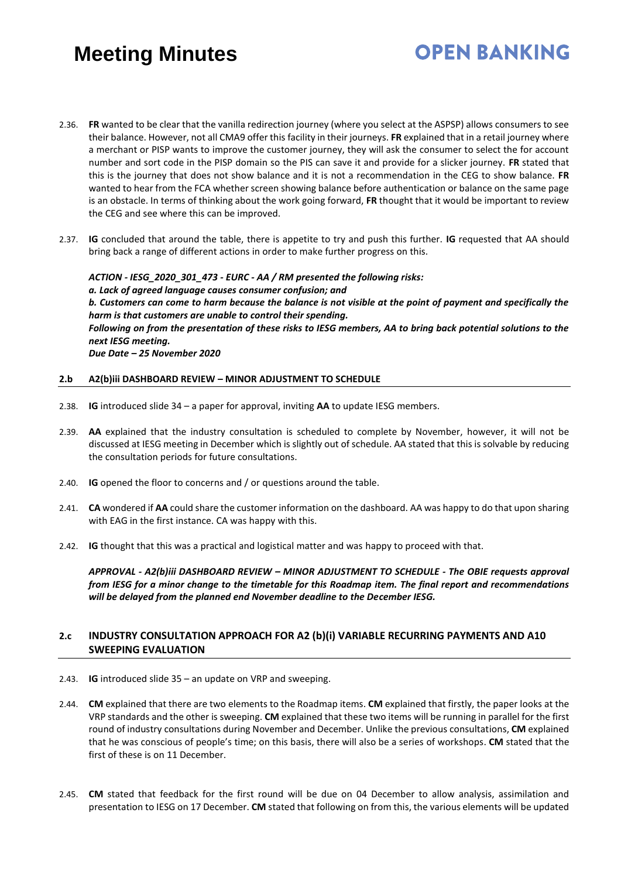2.36. **FR** wanted to be clear that the vanilla redirection journey (where you select at the ASPSP) allows consumers to see their balance. However, not all CMA9 offer this facility in their journeys. **FR** explained that in a retail journey where a merchant or PISP wants to improve the customer journey, they will ask the consumer to select the for account number and sort code in the PISP domain so the PIS can save it and provide for a slicker journey. **FR** stated that this is the journey that does not show balance and it is not a recommendation in the CEG to show balance. **FR** wanted to hear from the FCA whether screen showing balance before authentication or balance on the same page is an obstacle. In terms of thinking about the work going forward, **FR** thought that it would be important to review the CEG and see where this can be improved.

2.37. **IG** concluded that around the table, there is appetite to try and push this further. **IG** requested that AA should bring back a range of different actions in order to make further progress on this.

***ACTION - IESG_2020_301_473 - EURC - AA / RM presented the following risks:***
***a. Lack of agreed language causes consumer confusion; and***
***b. Customers can come to harm because the balance is not visible at the point of payment and specifically the harm is that customers are unable to control their spending.***
***Following on from the presentation of these risks to IESG members, AA to bring back potential solutions to the next IESG meeting.***
***Due Date – 25 November 2020***

## 2.b A2(b)iii DASHBOARD REVIEW – MINOR ADJUSTMENT TO SCHEDULE

2.38. **IG** introduced slide 34 – a paper for approval, inviting **AA** to update IESG members.

2.39. **AA** explained that the industry consultation is scheduled to complete by November, however, it will not be discussed at IESG meeting in December which is slightly out of schedule. AA stated that this is solvable by reducing the consultation periods for future consultations.

2.40. **IG** opened the floor to concerns and / or questions around the table.

2.41. **CA** wondered if **AA** could share the customer information on the dashboard. AA was happy to do that upon sharing with EAG in the first instance. CA was happy with this.

2.42. **IG** thought that this was a practical and logistical matter and was happy to proceed with that.

***APPROVAL - A2(b)iii DASHBOARD REVIEW – MINOR ADJUSTMENT TO SCHEDULE - The OBIE requests approval from IESG for a minor change to the timetable for this Roadmap item. The final report and recommendations will be delayed from the planned end November deadline to the December IESG.***

## 2.c INDUSTRY CONSULTATION APPROACH FOR A2 (b)(i) VARIABLE RECURRING PAYMENTS AND A10 SWEEPING EVALUATION

2.43. **IG** introduced slide 35 – an update on VRP and sweeping.

2.44. **CM** explained that there are two elements to the Roadmap items. **CM** explained that firstly, the paper looks at the VRP standards and the other is sweeping. **CM** explained that these two items will be running in parallel for the first round of industry consultations during November and December. Unlike the previous consultations, **CM** explained that he was conscious of people's time; on this basis, there will also be a series of workshops. **CM** stated that the first of these is on 11 December.

2.45. **CM** stated that feedback for the first round will be due on 04 December to allow analysis, assimilation and presentation to IESG on 17 December. **CM** stated that following on from this, the various elements will be updated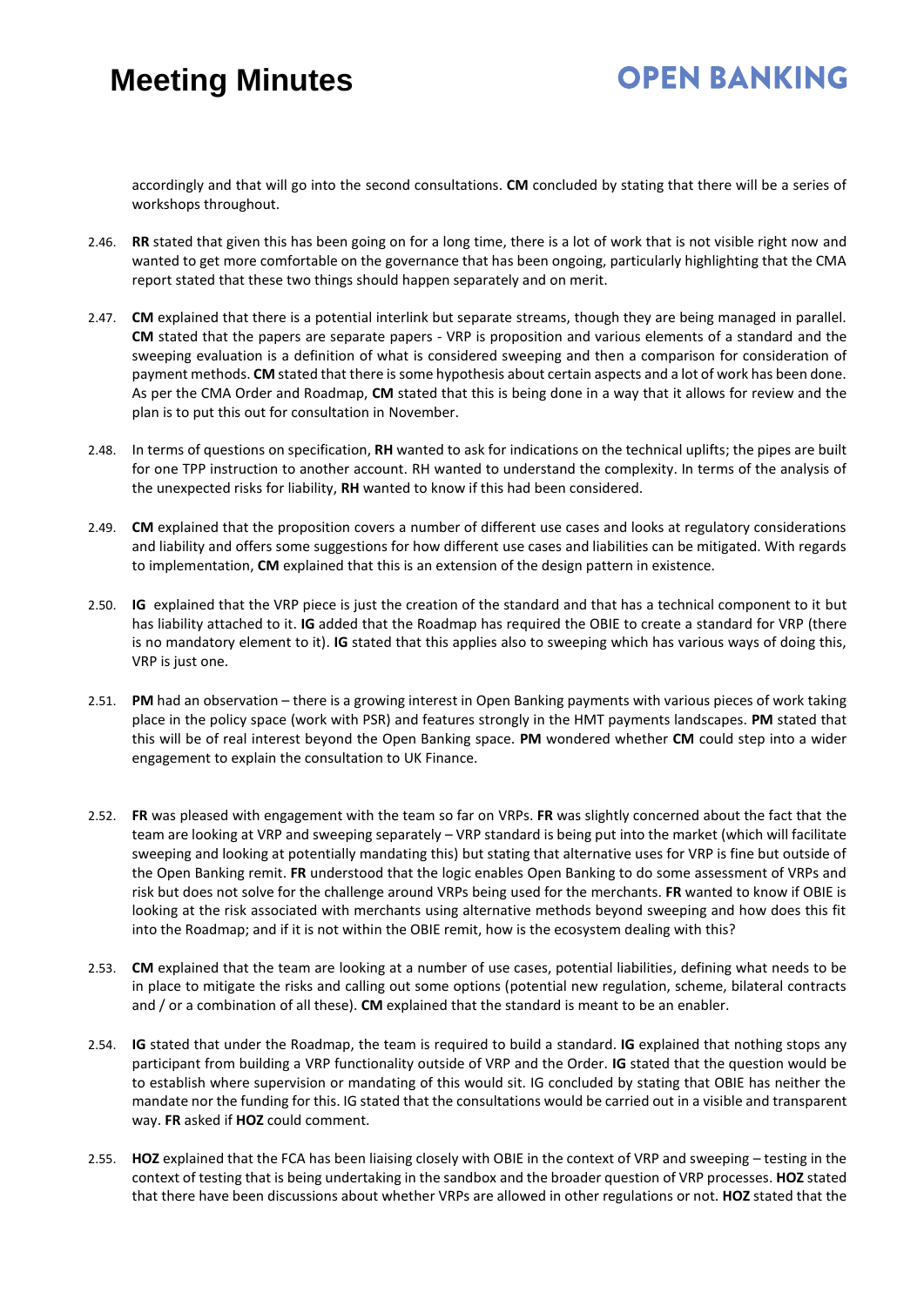accordingly and that will go into the second consultations. **CM** concluded by stating that there will be a series of workshops throughout.

2.46. **RR** stated that given this has been going on for a long time, there is a lot of work that is not visible right now and wanted to get more comfortable on the governance that has been ongoing, particularly highlighting that the CMA report stated that these two things should happen separately and on merit.

2.47. **CM** explained that there is a potential interlink but separate streams, though they are being managed in parallel. **CM** stated that the papers are separate papers - VRP is proposition and various elements of a standard and the sweeping evaluation is a definition of what is considered sweeping and then a comparison for consideration of payment methods. **CM** stated that there is some hypothesis about certain aspects and a lot of work has been done. As per the CMA Order and Roadmap, **CM** stated that this is being done in a way that it allows for review and the plan is to put this out for consultation in November.

2.48. In terms of questions on specification, **RH** wanted to ask for indications on the technical uplifts; the pipes are built for one TPP instruction to another account. RH wanted to understand the complexity. In terms of the analysis of the unexpected risks for liability, **RH** wanted to know if this had been considered.

2.49. **CM** explained that the proposition covers a number of different use cases and looks at regulatory considerations and liability and offers some suggestions for how different use cases and liabilities can be mitigated. With regards to implementation, **CM** explained that this is an extension of the design pattern in existence.

2.50. **IG** explained that the VRP piece is just the creation of the standard and that has a technical component to it but has liability attached to it. **IG** added that the Roadmap has required the OBIE to create a standard for VRP (there is no mandatory element to it). **IG** stated that this applies also to sweeping which has various ways of doing this, VRP is just one.

2.51. **PM** had an observation – there is a growing interest in Open Banking payments with various pieces of work taking place in the policy space (work with PSR) and features strongly in the HMT payments landscapes. **PM** stated that this will be of real interest beyond the Open Banking space. **PM** wondered whether **CM** could step into a wider engagement to explain the consultation to UK Finance.

2.52. **FR** was pleased with engagement with the team so far on VRPs. **FR** was slightly concerned about the fact that the team are looking at VRP and sweeping separately – VRP standard is being put into the market (which will facilitate sweeping and looking at potentially mandating this) but stating that alternative uses for VRP is fine but outside of the Open Banking remit. **FR** understood that the logic enables Open Banking to do some assessment of VRPs and risk but does not solve for the challenge around VRPs being used for the merchants. **FR** wanted to know if OBIE is looking at the risk associated with merchants using alternative methods beyond sweeping and how does this fit into the Roadmap; and if it is not within the OBIE remit, how is the ecosystem dealing with this?

2.53. **CM** explained that the team are looking at a number of use cases, potential liabilities, defining what needs to be in place to mitigate the risks and calling out some options (potential new regulation, scheme, bilateral contracts and / or a combination of all these). **CM** explained that the standard is meant to be an enabler.

2.54. **IG** stated that under the Roadmap, the team is required to build a standard. **IG** explained that nothing stops any participant from building a VRP functionality outside of VRP and the Order. **IG** stated that the question would be to establish where supervision or mandating of this would sit. IG concluded by stating that OBIE has neither the mandate nor the funding for this. IG stated that the consultations would be carried out in a visible and transparent way. **FR** asked if **HOZ** could comment.

2.55. **HOZ** explained that the FCA has been liaising closely with OBIE in the context of VRP and sweeping – testing in the context of testing that is being undertaking in the sandbox and the broader question of VRP processes. **HOZ** stated that there have been discussions about whether VRPs are allowed in other regulations or not. **HOZ** stated that the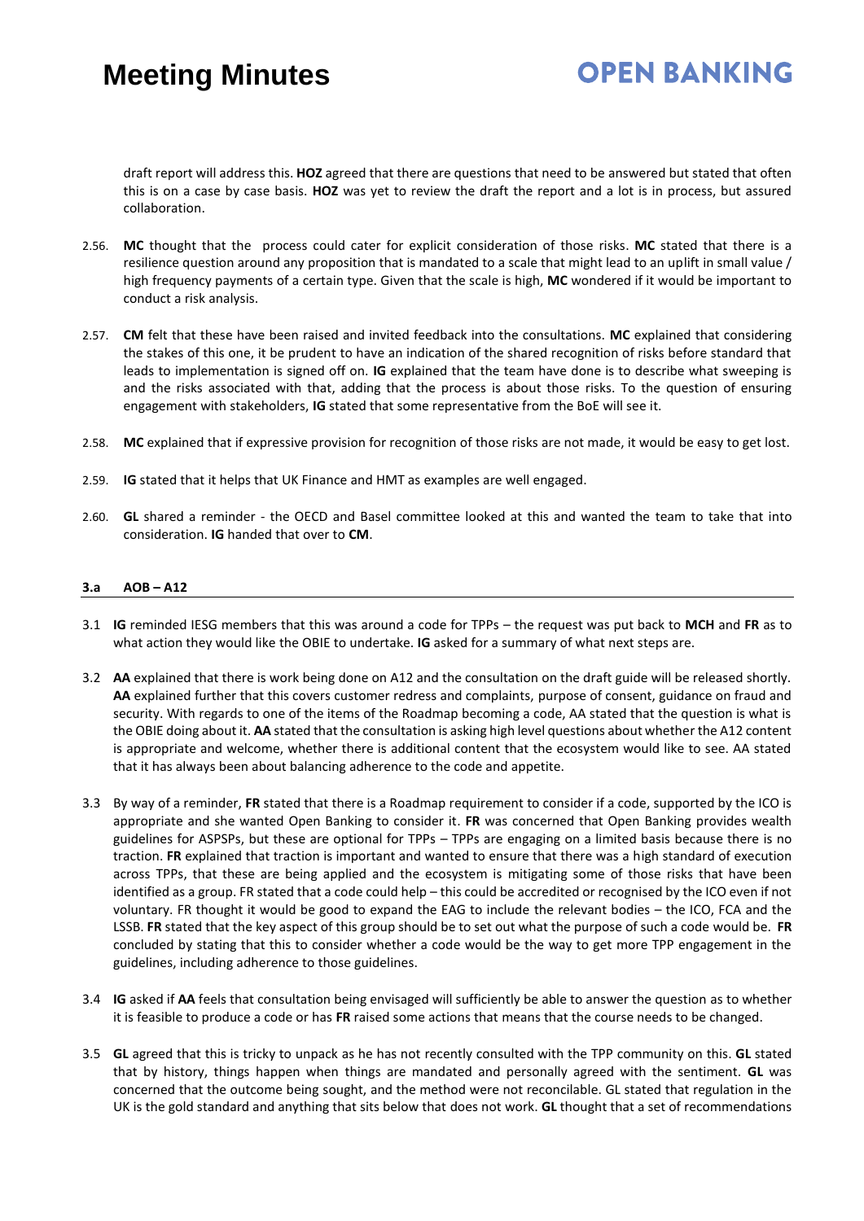draft report will address this. **HOZ** agreed that there are questions that need to be answered but stated that often this is on a case by case basis. **HOZ** was yet to review the draft the report and a lot is in process, but assured collaboration.

2.56. **MC** thought that the process could cater for explicit consideration of those risks. **MC** stated that there is a resilience question around any proposition that is mandated to a scale that might lead to an uplift in small value / high frequency payments of a certain type. Given that the scale is high, **MC** wondered if it would be important to conduct a risk analysis.

2.57. **CM** felt that these have been raised and invited feedback into the consultations. **MC** explained that considering the stakes of this one, it be prudent to have an indication of the shared recognition of risks before standard that leads to implementation is signed off on. **IG** explained that the team have done is to describe what sweeping is and the risks associated with that, adding that the process is about those risks. To the question of ensuring engagement with stakeholders, **IG** stated that some representative from the BoE will see it.

2.58. **MC** explained that if expressive provision for recognition of those risks are not made, it would be easy to get lost.

2.59. **IG** stated that it helps that UK Finance and HMT as examples are well engaged.

2.60. **GL** shared a reminder - the OECD and Basel committee looked at this and wanted the team to take that into consideration. **IG** handed that over to **CM**.

### 3.a AOB – A12

3.1 **IG** reminded IESG members that this was around a code for TPPs – the request was put back to **MCH** and **FR** as to what action they would like the OBIE to undertake. **IG** asked for a summary of what next steps are.

3.2 **AA** explained that there is work being done on A12 and the consultation on the draft guide will be released shortly. **AA** explained further that this covers customer redress and complaints, purpose of consent, guidance on fraud and security. With regards to one of the items of the Roadmap becoming a code, AA stated that the question is what is the OBIE doing about it. **AA** stated that the consultation is asking high level questions about whether the A12 content is appropriate and welcome, whether there is additional content that the ecosystem would like to see. AA stated that it has always been about balancing adherence to the code and appetite.

3.3 By way of a reminder, **FR** stated that there is a Roadmap requirement to consider if a code, supported by the ICO is appropriate and she wanted Open Banking to consider it. **FR** was concerned that Open Banking provides wealth guidelines for ASPSPs, but these are optional for TPPs – TPPs are engaging on a limited basis because there is no traction. **FR** explained that traction is important and wanted to ensure that there was a high standard of execution across TPPs, that these are being applied and the ecosystem is mitigating some of those risks that have been identified as a group. FR stated that a code could help – this could be accredited or recognised by the ICO even if not voluntary. FR thought it would be good to expand the EAG to include the relevant bodies – the ICO, FCA and the LSSB. **FR** stated that the key aspect of this group should be to set out what the purpose of such a code would be. **FR** concluded by stating that this to consider whether a code would be the way to get more TPP engagement in the guidelines, including adherence to those guidelines.

3.4 **IG** asked if **AA** feels that consultation being envisaged will sufficiently be able to answer the question as to whether it is feasible to produce a code or has **FR** raised some actions that means that the course needs to be changed.

3.5 **GL** agreed that this is tricky to unpack as he has not recently consulted with the TPP community on this. **GL** stated that by history, things happen when things are mandated and personally agreed with the sentiment. **GL** was concerned that the outcome being sought, and the method were not reconcilable. GL stated that regulation in the UK is the gold standard and anything that sits below that does not work. **GL** thought that a set of recommendations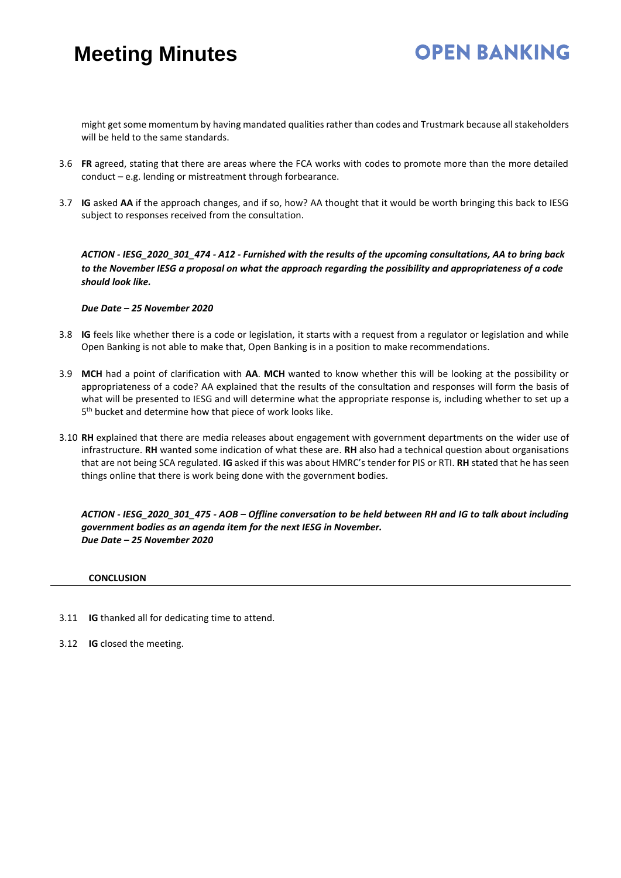might get some momentum by having mandated qualities rather than codes and Trustmark because all stakeholders will be held to the same standards.

3.6 **FR** agreed, stating that there are areas where the FCA works with codes to promote more than the more detailed conduct – e.g. lending or mistreatment through forbearance.

3.7 **IG** asked **AA** if the approach changes, and if so, how? AA thought that it would be worth bringing this back to IESG subject to responses received from the consultation.

***ACTION - IESG_2020_301_474 - A12 - Furnished with the results of the upcoming consultations, AA to bring back to the November IESG a proposal on what the approach regarding the possibility and appropriateness of a code should look like.***

***Due Date – 25 November 2020***

3.8 **IG** feels like whether there is a code or legislation, it starts with a request from a regulator or legislation and while Open Banking is not able to make that, Open Banking is in a position to make recommendations.

3.9 **MCH** had a point of clarification with **AA**. **MCH** wanted to know whether this will be looking at the possibility or appropriateness of a code? AA explained that the results of the consultation and responses will form the basis of what will be presented to IESG and will determine what the appropriate response is, including whether to set up a 5th bucket and determine how that piece of work looks like.

3.10 **RH** explained that there are media releases about engagement with government departments on the wider use of infrastructure. **RH** wanted some indication of what these are. **RH** also had a technical question about organisations that are not being SCA regulated. **IG** asked if this was about HMRC's tender for PIS or RTI. **RH** stated that he has seen things online that there is work being done with the government bodies.

***ACTION - IESG_2020_301_475 - AOB – Offline conversation to be held between RH and IG to talk about including government bodies as an agenda item for the next IESG in November.***
***Due Date – 25 November 2020***

**CONCLUSION**

3.11 **IG** thanked all for dedicating time to attend.

3.12 **IG** closed the meeting.